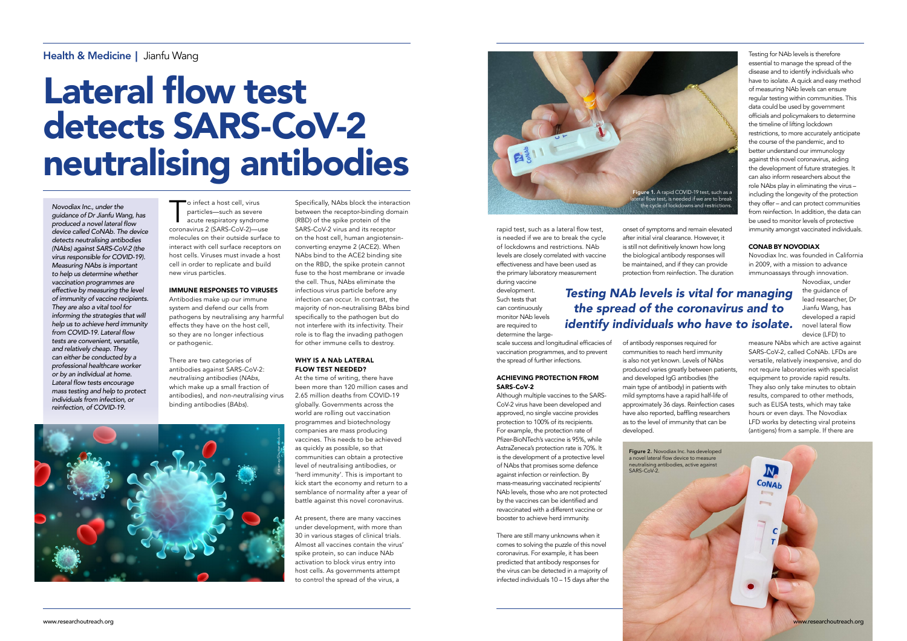Health & Medicine | Jianfu Wang

# Lateral flow test detects SARS-CoV-2 neutralising antibodies

*Novodiax Inc., under the guidance of Dr Jianfu Wang, has produced a novel lateral flow device called CoNAb. The device detects neutralising antibodies (NAbs) against SARS-CoV-2 (the virus responsible for COVID-19). Measuring NAbs is important to help us determine whether vaccination programmes are effective by measuring the level of immunity of vaccine recipients. They are also a vital tool for informing the strategies that will help us to achieve herd immunity from COVID-19. Lateral flow tests are convenient, versatile, and relatively cheap. They can either be conducted by a professional healthcare worker or by an individual at home. Lateral flow tests encourage mass testing and help to protect individuals from infection, or reinfection, of COVID-19.*

To infect a host cell, virus particles—such as severe acute respiratory syndrome coronavirus 2 (SARS-CoV-2)—use molecules on their outside surface to interact with cell surface receptors on host cells. Viruses must invade a host cell in order to replicate and build new virus particles.

### IMMUNE RESPONSES TO VIRUSES

Antibodies make up our immune system and defend our cells from pathogens by neutralising any harmful effects they have on the host cell, so they are no longer infectious or pathogenic.

There are two categories of antibodies against SARS-CoV-2: *neutralising antibodies* (*NAbs*, which make up a small fraction of antibodies), and *non-neutralising* virus binding antibodies (*BAbs*).

Specifically, NAbs block the interaction between the receptor-binding domain (RBD) of the spike protein of the SARS-CoV-2 virus and its receptor on the host cell, human angiotensin-converting enzyme 2 (ACE2). When NAbs bind to the ACE2 binding site on the RBD, the spike protein cannot fuse to the host membrane or invade the cell. Thus, NAbs eliminate the infectious virus particle before any infection can occur. In contrast, the majority of non-neutralising BAbs bind specifically to the pathogen but do not interfere with its infectivity. Their role is to flag the invading pathogen for other immune cells to destroy.

### WHY IS A NAb LATERAL FLOW TEST NEEDED?

At the time of writing, there have been more than 120 million cases and 2.65 million deaths from COVID-19 globally. Governments across the world are rolling out vaccination programmes and biotechnology companies are mass producing vaccines. This needs to be achieved as quickly as possible, so that communities can obtain a protective level of neutralising antibodies, or 'herd immunity'. This is important to kick start the economy and return to a semblance of normality after a year of battle against this novel coronavirus.

At present, there are many vaccines under development, with more than 30 in various stages of clinical trials. Almost all vaccines contain the virus' spike protein, so can induce NAb activation to block virus entry into host cells. As governments attempt to control the spread of the virus, a rapid test, such as a lateral flow test, is needed if we are to break the cycle of lockdowns and restrictions. NAb levels are closely correlated with vaccine effectiveness and have been used as the primary laboratory measurement during vaccine development. Such tests that can continuously monitor NAb levels are required to determine the large-scale success and longitudinal efficacies of vaccination programmes, and to prevent the spread of further infections.

Figure 1. A rapid COVID-19 test, such as a lateral flow test, is needed if we are to break the cycle of lockdowns and restrictions.

### ACHIEVING PROTECTION FROM SARS-CoV-2

Although multiple vaccines to the SARS-CoV-2 virus have been developed and approved, no single vaccine provides protection to 100% of its recipients. For example, the protection rate of Pfizer-BioNTech's vaccine is 95%, while AstraZeneca's protection rate is 70%. It is the development of a protective level of NAbs that promises some defence against infection or reinfection. By mass-measuring vaccinated recipients' NAb levels, those who are not protected by the vaccines can be identified and revaccinated with a different vaccine or booster to achieve herd immunity.

There are still many unknowns when it comes to solving the puzzle of this novel coronavirus. For example, it has been predicted that antibody responses for the virus can be detected in a majority of infected individuals 10 – 15 days after the onset of symptoms and remain elevated after initial viral clearance. However, it is still not definitively known how long the biological antibody responses will be maintained, and if they can provide protection from reinfection. The duration of antibody responses required for communities to reach herd immunity is also not yet known. Levels of NAbs produced varies greatly between patients, and developed IgG antibodies (the main type of antibody) in patients with mild symptoms have a rapid half-life of approximately 36 days. Reinfection cases have also reported, baffling researchers as to the level of immunity that can be developed.

> ***Testing NAb levels is vital for managing the spread of the coronavirus and to identify individuals who have to isolate.***

Testing for NAb levels is therefore essential to manage the spread of the disease and to identify individuals who have to isolate. A quick and easy method of measuring NAb levels can ensure regular testing within communities. This data could be used by government officials and policymakers to determine the timeline of lifting lockdown restrictions, to more accurately anticipate the course of the pandemic, and to better understand our immunology against this novel coronavirus, aiding the development of future strategies. It can also inform researchers about the role NAbs play in eliminating the virus – including the longevity of the protection they offer – and can protect communities from reinfection. In addition, the data can be used to monitor levels of protective immunity amongst vaccinated individuals.

### CONAB BY NOVODIAX

Novodiax Inc. was founded in California in 2009, with a mission to advance immunoassays through innovation. Novodiax, under the guidance of lead researcher, Dr Jianfu Wang, has developed a rapid novel lateral flow device (LFD) to measure NAbs which are active against SARS-CoV-2, called CoNAb. LFDs are versatile, relatively inexpensive, and do not require laboratories with specialist equipment to provide rapid results. They also only take minutes to obtain results, compared to other methods, such as ELISA tests, which may take hours or even days. The Novodiax LFD works by detecting viral proteins (antigens) from a sample. If there are

Figure 2. Novodiax Inc. has developed a novel lateral flow device to measure neutralising antibodies, active against SARS-CoV-2.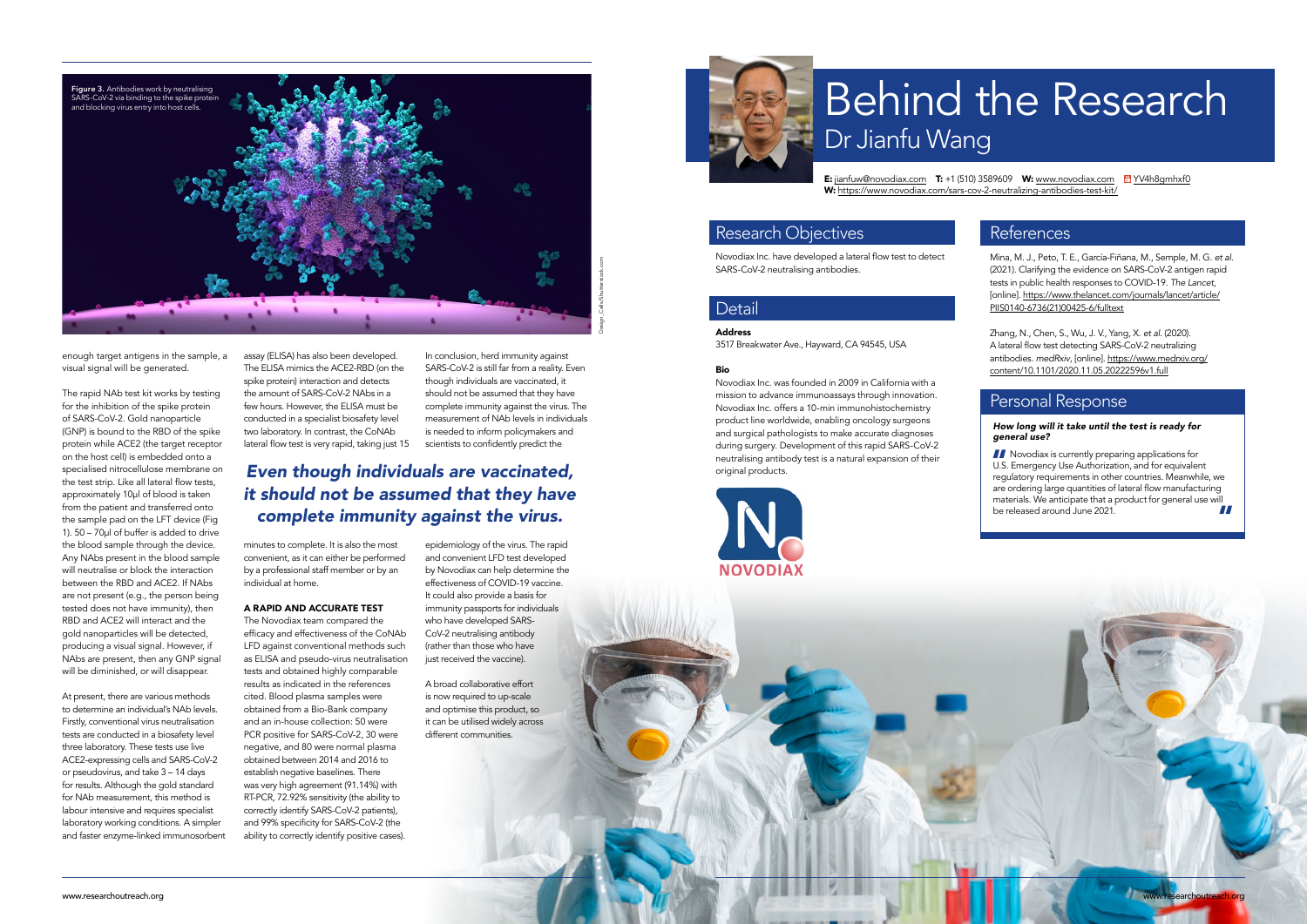**Figure 3.** Antibodies work by neutralising SARS-CoV-2 via binding to the spike protein and blocking virus entry into host cells.

Design_Cells/Shutterstock.com

enough target antigens in the sample, a visual signal will be generated.

The rapid NAb test kit works by testing for the inhibition of the spike protein of SARS-CoV-2. Gold nanoparticle (GNP) is bound to the RBD of the spike protein while ACE2 (the target receptor on the host cell) is embedded onto a specialised nitrocellulose membrane on the test strip. Like all lateral flow tests, approximately 10μl of blood is taken from the patient and transferred onto the sample pad on the LFT device (Fig 1). 50 – 70μl of buffer is added to drive the blood sample through the device. Any NAbs present in the blood sample will neutralise or block the interaction between the RBD and ACE2. If NAbs are not present (e.g., the person being tested does not have immunity), then RBD and ACE2 will interact and the gold nanoparticles will be detected, producing a visual signal. However, if NAbs are present, then any GNP signal will be diminished, or will disappear.

At present, there are various methods to determine an individual's NAb levels. Firstly, conventional virus neutralisation tests are conducted in a biosafety level three laboratory. These tests use live ACE2-expressing cells and SARS-CoV-2 or pseudovirus, and take 3 – 14 days for results. Although the gold standard for NAb measurement, this method is labour intensive and requires specialist laboratory working conditions. A simpler and faster enzyme-linked immunosorbent assay (ELISA) has also been developed. The ELISA mimics the ACE2-RBD (on the spike protein) interaction and detects the amount of SARS-CoV-2 NAbs in a few hours. However, the ELISA must be conducted in a specialist biosafety level two laboratory. In contrast, the CoNAb lateral flow test is very rapid, taking just 15 minutes to complete. It is also the most convenient, as it can either be performed by a professional staff member or by an individual at home.

### A RAPID AND ACCURATE TEST

The Novodiax team compared the efficacy and effectiveness of the CoNAb LFD against conventional methods such as ELISA and pseudo-virus neutralisation tests and obtained highly comparable results as indicated in the references cited. Blood plasma samples were obtained from a Bio-Bank company and an in-house collection: 50 were PCR positive for SARS-CoV-2, 30 were negative, and 80 were normal plasma obtained between 2014 and 2016 to establish negative baselines. There was very high agreement (91.14%) with RT-PCR, 72.92% sensitivity (the ability to correctly identify SARS-CoV-2 patients), and 99% specificity for SARS-CoV-2 (the ability to correctly identify positive cases).

In conclusion, herd immunity against SARS-CoV-2 is still far from a reality. Even though individuals are vaccinated, it should not be assumed that they have complete immunity against the virus. The measurement of NAb levels in individuals is needed to inform policymakers and scientists to confidently predict the epidemiology of the virus. The rapid and convenient LFD test developed by Novodiax can help determine the effectiveness of COVID-19 vaccine. It could also provide a basis for immunity passports for individuals who have developed SARS-CoV-2 neutralising antibody (rather than those who have just received the vaccine).

A broad collaborative effort is now required to up-scale and optimise this product, so it can be utilised widely across different communities.

> *Even though individuals are vaccinated, it should not be assumed that they have complete immunity against the virus.*

# Behind the Research

## Dr Jianfu Wang

**E:** jianfuw@novodiax.com **T:** +1 (510) 3589609 **W:** www.novodiax.com YV4h8gmhxf0
**W:** https://www.novodiax.com/sars-cov-2-neutralizing-antibodies-test-kit/

## Research Objectives

Novodiax Inc. have developed a lateral flow test to detect SARS-CoV-2 neutralising antibodies.

## Detail

**Address**

3517 Breakwater Ave., Hayward, CA 94545, USA

**Bio**

Novodiax Inc. was founded in 2009 in California with a mission to advance immunoassays through innovation. Novodiax Inc. offers a 10-min immunohistochemistry product line worldwide, enabling oncology surgeons and surgical pathologists to make accurate diagnoses during surgery. Development of this rapid SARS-CoV-2 neutralising antibody test is a natural expansion of their original products.

NOVODIAX

## References

Mina, M. J., Peto, T. E., García-Fiñana, M., Semple, M. G. *et al.* (2021). Clarifying the evidence on SARS-CoV-2 antigen rapid tests in public health responses to COVID-19. *The Lancet*, [online]. https://www.thelancet.com/journals/lancet/article/PIIS0140-6736(21)00425-6/fulltext

Zhang, N., Chen, S., Wu, J. V., Yang, X. *et al.* (2020). A lateral flow test detecting SARS-CoV-2 neutralizing antibodies. *medRxiv*, [online]. https://www.medrxiv.org/content/10.1101/2020.11.05.20222596v1.full

## Personal Response

***How long will it take until the test is ready for general use?***

"Novodiax is currently preparing applications for U.S. Emergency Use Authorization, and for equivalent regulatory requirements in other countries. Meanwhile, we are ordering large quantities of lateral flow manufacturing materials. We anticipate that a product for general use will be released around June 2021."